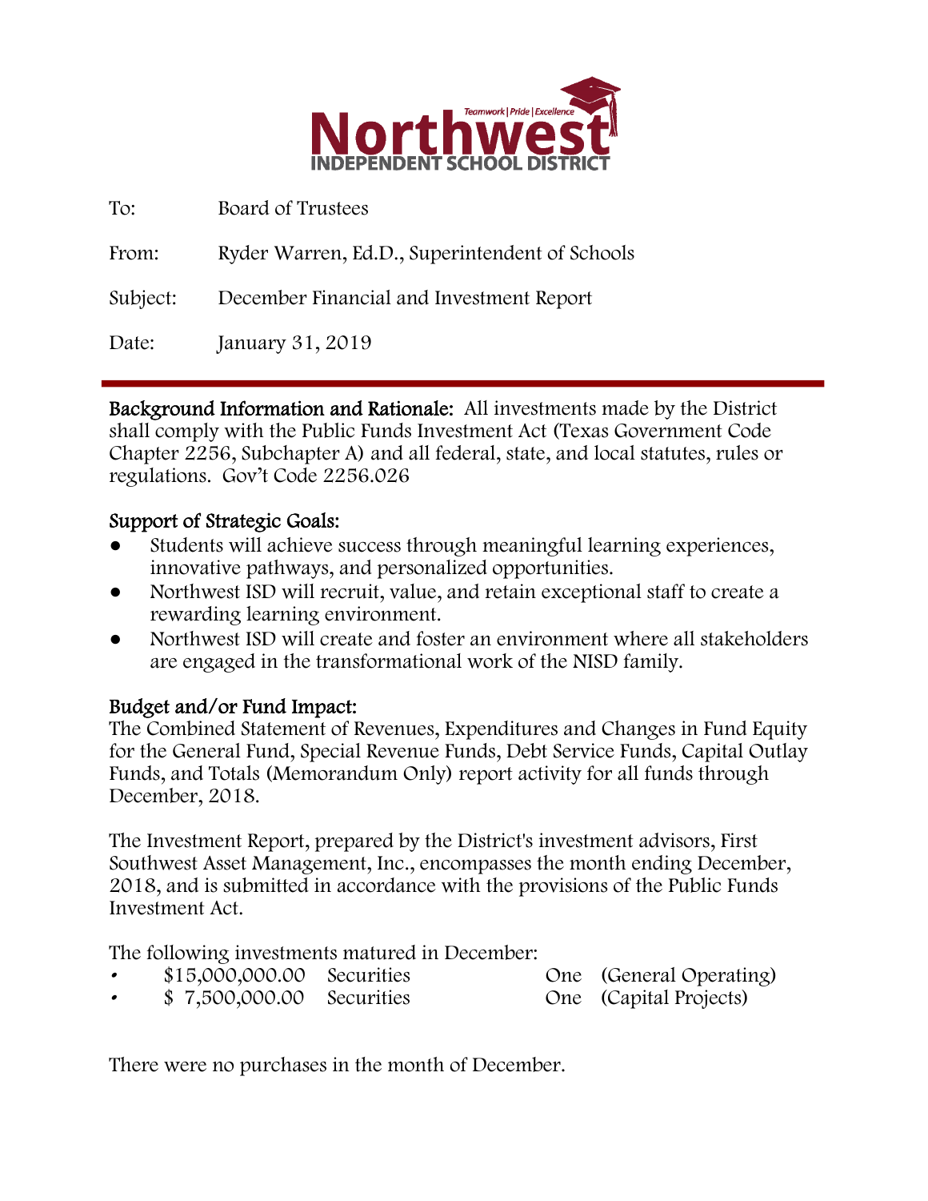# Northwest

Teamwork | Pride | Excellence

INDEPENDENT SCHOOL DISTRICT

| | |
|---|---|
| To: | Board of Trustees |
| From: | Ryder Warren, Ed.D., Superintendent of Schools |
| Subject: | December Financial and Investment Report |
| Date: | January 31, 2019 |

---

**Background Information and Rationale:** All investments made by the District shall comply with the Public Funds Investment Act (Texas Government Code Chapter 2256, Subchapter A) and all federal, state, and local statutes, rules or regulations. Gov't Code 2256.026

**Support of Strategic Goals:**

- Students will achieve success through meaningful learning experiences, innovative pathways, and personalized opportunities.
- Northwest ISD will recruit, value, and retain exceptional staff to create a rewarding learning environment.
- Northwest ISD will create and foster an environment where all stakeholders are engaged in the transformational work of the NISD family.

**Budget and/or Fund Impact:**
The Combined Statement of Revenues, Expenditures and Changes in Fund Equity for the General Fund, Special Revenue Funds, Debt Service Funds, Capital Outlay Funds, and Totals (Memorandum Only) report activity for all funds through December, 2018.

The Investment Report, prepared by the District's investment advisors, First Southwest Asset Management, Inc., encompasses the month ending December, 2018, and is submitted in accordance with the provisions of the Public Funds Investment Act.

The following investments matured in December:

- $15,000,000.00 Securities One (General Operating)
- $ 7,500,000.00 Securities One (Capital Projects)

There were no purchases in the month of December.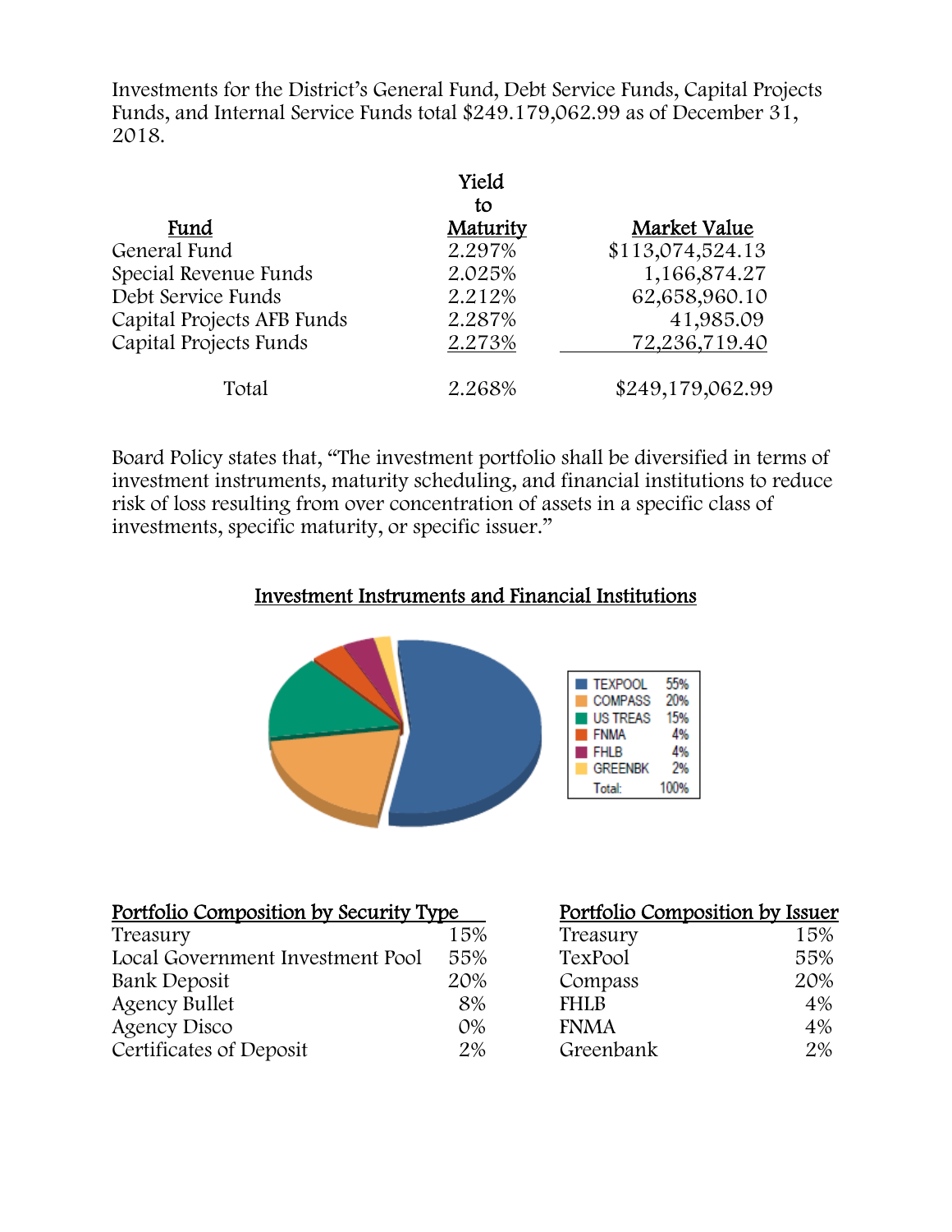Investments for the District's General Fund, Debt Service Funds, Capital Projects Funds, and Internal Service Funds total $249.179,062.99 as of December 31, 2018.

| Fund | Yield to Maturity | Market Value |
|---|---|---|
| General Fund | 2.297% | $113,074,524.13 |
| Special Revenue Funds | 2.025% | 1,166,874.27 |
| Debt Service Funds | 2.212% | 62,658,960.10 |
| Capital Projects AFB Funds | 2.287% | 41,985.09 |
| Capital Projects Funds | 2.273% | 72,236,719.40 |
| Total | 2.268% | $249,179,062.99 |

Board Policy states that, "The investment portfolio shall be diversified in terms of investment instruments, maturity scheduling, and financial institutions to reduce risk of loss resulting from over concentration of assets in a specific class of investments, specific maturity, or specific issuer."

**Investment Instruments and Financial Institutions**

| | |
|---|---|
| TEXPOOL | 55% |
| COMPASS | 20% |
| US TREAS | 15% |
| FNMA | 4% |
| FHLB | 4% |
| GREENBK | 2% |
| Total: | 100% |

| Portfolio Composition by Security Type | |
|---|---|
| Treasury | 15% |
| Local Government Investment Pool | 55% |
| Bank Deposit | 20% |
| Agency Bullet | 8% |
| Agency Disco | 0% |
| Certificates of Deposit | 2% |

| Portfolio Composition by Issuer | |
|---|---|
| Treasury | 15% |
| TexPool | 55% |
| Compass | 20% |
| FHLB | 4% |
| FNMA | 4% |
| Greenbank | 2% |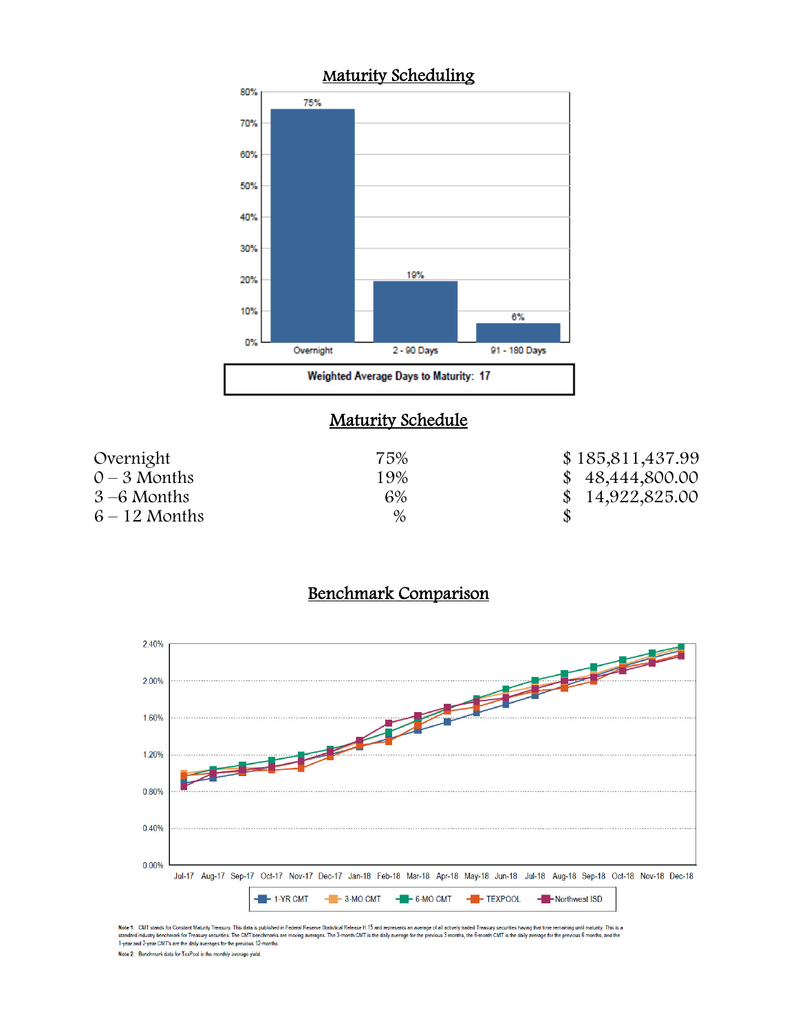## Maturity Scheduling

| | Overnight | 2 - 90 Days | 91 - 180 Days |
|---|---|---|---|
| Percent | 75% | 19% | 6% |

**Weighted Average Days to Maturity: 17**

## Maturity Schedule

| | | |
|---|---|---|
| Overnight | 75% | $ 185,811,437.99 |
| 0 – 3 Months | 19% | $ 48,444,800.00 |
| 3 –6 Months | 6% | $ 14,922,825.00 |
| 6 – 12 Months | % | $ |

## Benchmark Comparison

Legend: 1-YR CMT, 3-MO CMT, 6-MO CMT, TEXPOOL, Northwest ISD

Period: Jul-17 through Dec-18 (y-axis 0.00% to 2.40%)

Note 1: CMT stands for Constant Maturity Treasury. This data is published in Federal Reserve Statistical Release H.15 and represents an average of all actively traded Treasury securities having that time remaining until maturity. This is a standard industry benchmark for Treasury securities. The CMT benchmarks are moving averages. The 3-month CMT is the daily average for the previous 3 months, the 6-month CMT is the daily average for the previous 6 months, and the 1-year and 2-year CMT's are the daily averages for the previous 12-months.

Note 2: Benchmark data for TexPool is the monthly average yield.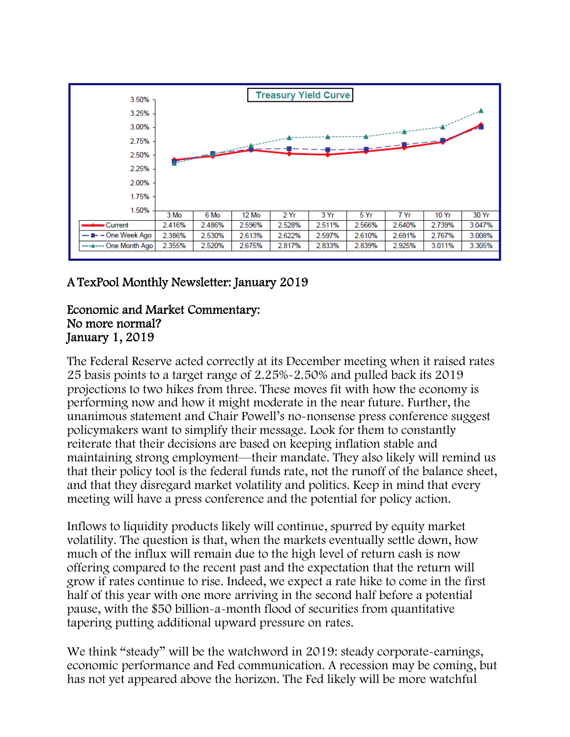**Treasury Yield Curve**

| | 3 Mo | 6 Mo | 12 Mo | 2 Yr | 3 Yr | 5 Yr | 7 Yr | 10 Yr | 30 Yr |
|---|---|---|---|---|---|---|---|---|---|
| Current | 2.416% | 2.486% | 2.596% | 2.528% | 2.511% | 2.566% | 2.640% | 2.739% | 3.047% |
| One Week Ago | 2.386% | 2.530% | 2.613% | 2.622% | 2.597% | 2.610% | 2.691% | 2.767% | 3.008% |
| One Month Ago | 2.355% | 2.520% | 2.675% | 2.817% | 2.833% | 2.839% | 2.925% | 3.011% | 3.305% |

A TexPool Monthly Newsletter: January 2019

## Economic and Market Commentary:
## No more normal?
## January 1, 2019

The Federal Reserve acted correctly at its December meeting when it raised rates 25 basis points to a target range of 2.25%-2.50% and pulled back its 2019 projections to two hikes from three. These moves fit with how the economy is performing now and how it might moderate in the near future. Further, the unanimous statement and Chair Powell's no-nonsense press conference suggest policymakers want to simplify their message. Look for them to constantly reiterate that their decisions are based on keeping inflation stable and maintaining strong employment—their mandate. They also likely will remind us that their policy tool is the federal funds rate, not the runoff of the balance sheet, and that they disregard market volatility and politics. Keep in mind that every meeting will have a press conference and the potential for policy action.

Inflows to liquidity products likely will continue, spurred by equity market volatility. The question is that, when the markets eventually settle down, how much of the influx will remain due to the high level of return cash is now offering compared to the recent past and the expectation that the return will grow if rates continue to rise. Indeed, we expect a rate hike to come in the first half of this year with one more arriving in the second half before a potential pause, with the $50 billion-a-month flood of securities from quantitative tapering putting additional upward pressure on rates.

We think "steady" will be the watchword in 2019: steady corporate-earnings, economic performance and Fed communication. A recession may be coming, but has not yet appeared above the horizon. The Fed likely will be more watchful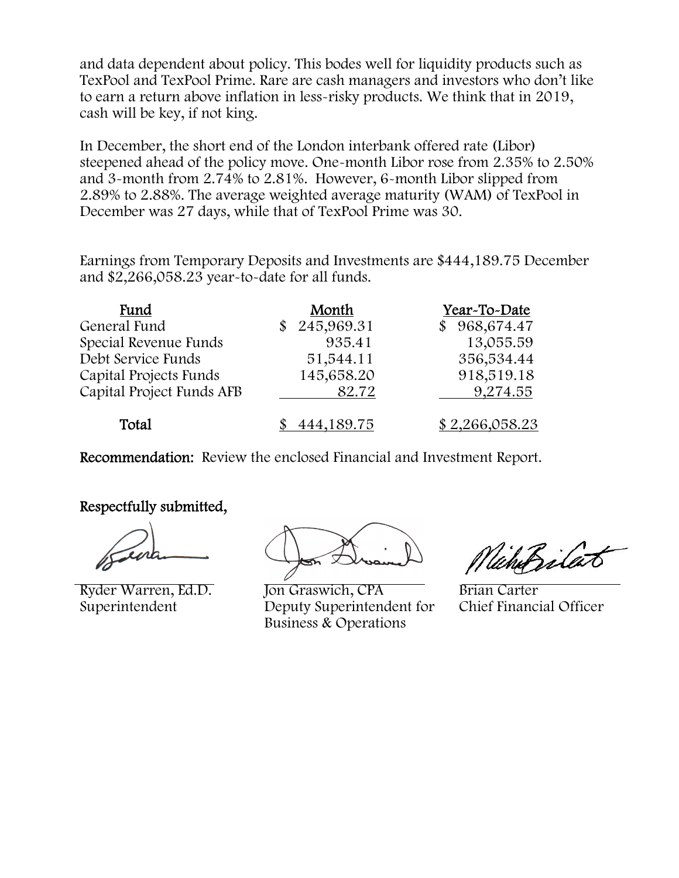and data dependent about policy. This bodes well for liquidity products such as TexPool and TexPool Prime. Rare are cash managers and investors who don't like to earn a return above inflation in less-risky products. We think that in 2019, cash will be key, if not king.

In December, the short end of the London interbank offered rate (Libor) steepened ahead of the policy move. One-month Libor rose from 2.35% to 2.50% and 3-month from 2.74% to 2.81%. However, 6-month Libor slipped from 2.89% to 2.88%. The average weighted average maturity (WAM) of TexPool in December was 27 days, while that of TexPool Prime was 30.

Earnings from Temporary Deposits and Investments are $444,189.75 December and $2,266,058.23 year-to-date for all funds.

| Fund | Month | Year-To-Date |
|---|---|---|
| General Fund | $ 245,969.31 | $ 968,674.47 |
| Special Revenue Funds | 935.41 | 13,055.59 |
| Debt Service Funds | 51,544.11 | 356,534.44 |
| Capital Projects Funds | 145,658.20 | 918,519.18 |
| Capital Project Funds AFB | 82.72 | 9,274.55 |
| **Total** | $ 444,189.75 | $ 2,266,058.23 |

**Recommendation:** Review the enclosed Financial and Investment Report.

**Respectfully submitted,**

Ryder Warren, Ed.D.
Superintendent

Jon Graswich, CPA
Deputy Superintendent for Business & Operations

Brian Carter
Chief Financial Officer